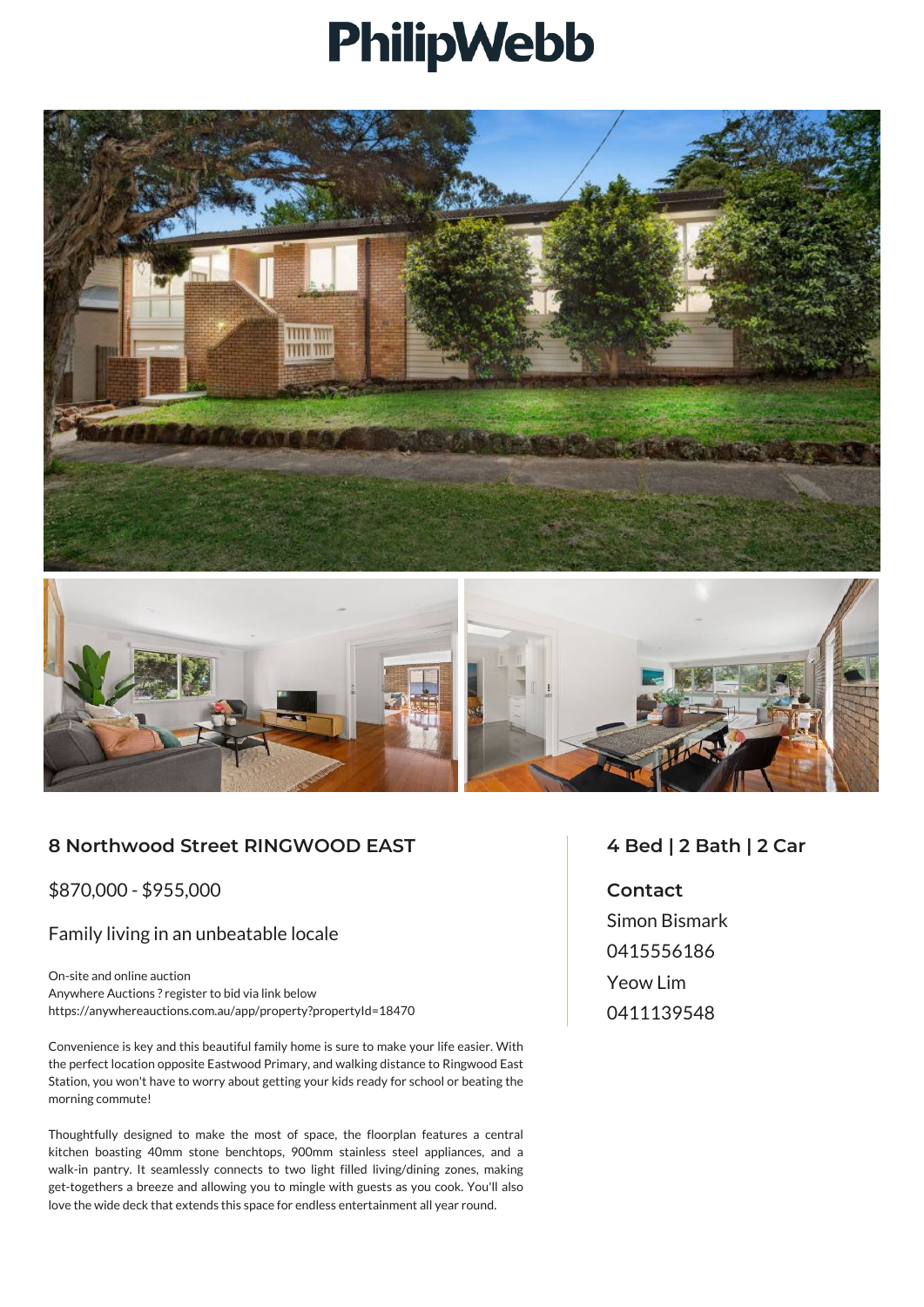# PhilipWebb

## 8 Northwood Street RINGWOOD EAST

$870,000 - $955,000

### Family living in an unbeatable locale

On-site and online auction
Anywhere Auctions ? register to bid via link below
https://anywhereauctions.com.au/app/property?propertyId=18470

Convenience is key and this beautiful family home is sure to make your life easier. With the perfect location opposite Eastwood Primary, and walking distance to Ringwood East Station, you won't have to worry about getting your kids ready for school or beating the morning commute!

Thoughtfully designed to make the most of space, the floorplan features a central kitchen boasting 40mm stone benchtops, 900mm stainless steel appliances, and a walk-in pantry. It seamlessly connects to two light filled living/dining zones, making get-togethers a breeze and allowing you to mingle with guests as you cook. You'll also love the wide deck that extends this space for endless entertainment all year round.

## 4 Bed | 2 Bath | 2 Car

**Contact**

Simon Bismark
0415556186

Yeow Lim
0411139548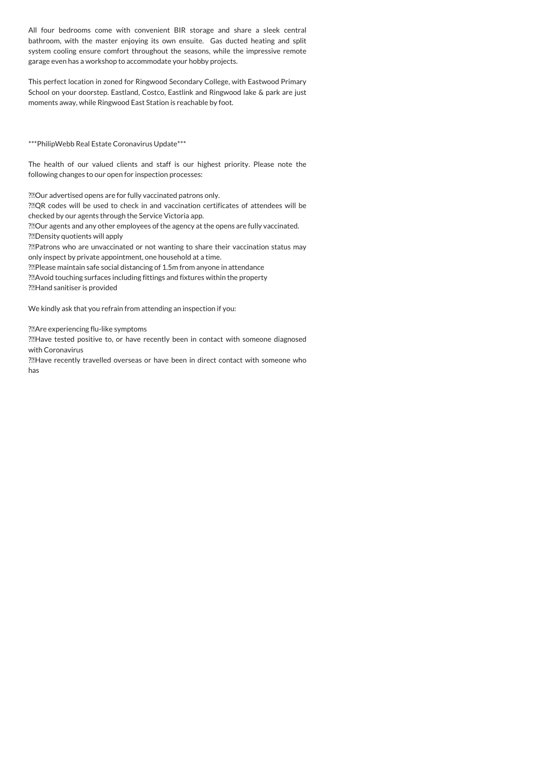All four bedrooms come with convenient BIR storage and share a sleek central bathroom, with the master enjoying its own ensuite.  Gas ducted heating and split system cooling ensure comfort throughout the seasons, while the impressive remote garage even has a workshop to accommodate your hobby projects.

This perfect location in zoned for Ringwood Secondary College, with Eastwood Primary School on your doorstep. Eastland, Costco, Eastlink and Ringwood lake & park are just moments away, while Ringwood East Station is reachable by foot.

***PhilipWebb Real Estate Coronavirus Update***

The health of our valued clients and staff is our highest priority. Please note the following changes to our open for inspection processes:

??Our advertised opens are for fully vaccinated patrons only.
??QR codes will be used to check in and vaccination certificates of attendees will be checked by our agents through the Service Victoria app.
??Our agents and any other employees of the agency at the opens are fully vaccinated.
??Density quotients will apply
??Patrons who are unvaccinated or not wanting to share their vaccination status may only inspect by private appointment, one household at a time.
??Please maintain safe social distancing of 1.5m from anyone in attendance
??Avoid touching surfaces including fittings and fixtures within the property
??Hand sanitiser is provided

We kindly ask that you refrain from attending an inspection if you:

??Are experiencing flu-like symptoms
??Have tested positive to, or have recently been in contact with someone diagnosed with Coronavirus
??Have recently travelled overseas or have been in direct contact with someone who has